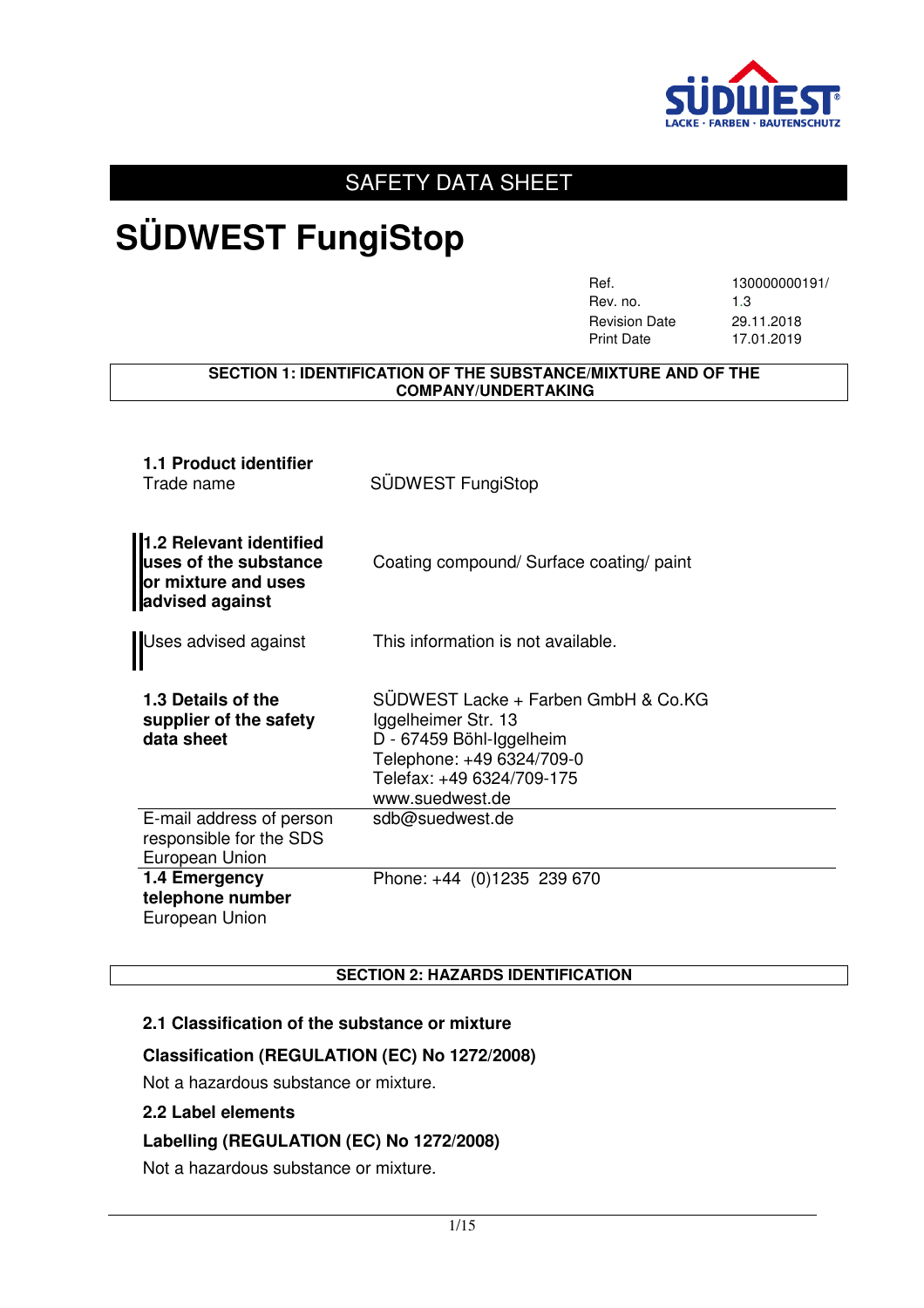# SAFETY DATA SHEET

# SÜDWEST FungiStop

| | |
|---|---|
| Ref. | 130000000191/ |
| Rev. no. | 1.3 |
| Revision Date | 29.11.2018 |
| Print Date | 17.01.2019 |

## SECTION 1: IDENTIFICATION OF THE SUBSTANCE/MIXTURE AND OF THE COMPANY/UNDERTAKING

| | |
|---|---|
| **1.1 Product identifier**<br>Trade name | SÜDWEST FungiStop |
| **1.2 Relevant identified uses of the substance or mixture and uses advised against** | Coating compound/ Surface coating/ paint |
| Uses advised against | This information is not available. |
| **1.3 Details of the supplier of the safety data sheet** | SÜDWEST Lacke + Farben GmbH & Co.KG<br>Iggelheimer Str. 13<br>D - 67459 Böhl-Iggelheim<br>Telephone: +49 6324/709-0<br>Telefax: +49 6324/709-175<br>www.suedwest.de |
| E-mail address of person responsible for the SDS<br>European Union | sdb@suedwest.de |
| **1.4 Emergency telephone number**<br>European Union | Phone: +44 (0)1235 239 670 |

## SECTION 2: HAZARDS IDENTIFICATION

### 2.1 Classification of the substance or mixture

**Classification (REGULATION (EC) No 1272/2008)**

Not a hazardous substance or mixture.

### 2.2 Label elements

**Labelling (REGULATION (EC) No 1272/2008)**

Not a hazardous substance or mixture.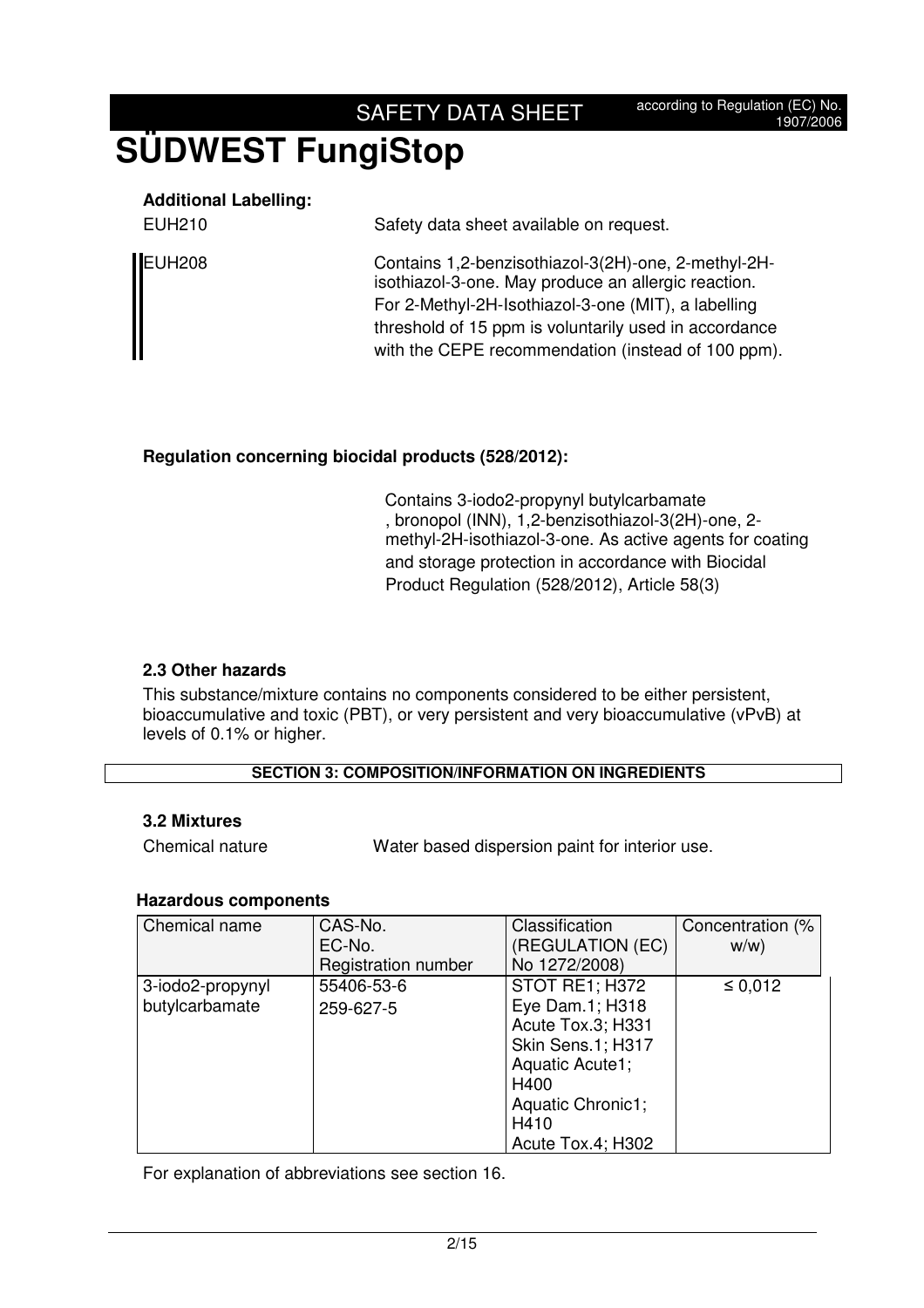**Additional Labelling:**

| | |
|---|---|
| EUH210 | Safety data sheet available on request. |
| EUH208 | Contains 1,2-benzisothiazol-3(2H)-one, 2-methyl-2H-isothiazol-3-one. May produce an allergic reaction. For 2-Methyl-2H-Isothiazol-3-one (MIT), a labelling threshold of 15 ppm is voluntarily used in accordance with the CEPE recommendation (instead of 100 ppm). |

**Regulation concerning biocidal products (528/2012):**

Contains 3-iodo2-propynyl butylcarbamate , bronopol (INN), 1,2-benzisothiazol-3(2H)-one, 2-methyl-2H-isothiazol-3-one. As active agents for coating and storage protection in accordance with Biocidal Product Regulation (528/2012), Article 58(3)

### 2.3 Other hazards

This substance/mixture contains no components considered to be either persistent, bioaccumulative and toxic (PBT), or very persistent and very bioaccumulative (vPvB) at levels of 0.1% or higher.

## SECTION 3: COMPOSITION/INFORMATION ON INGREDIENTS

### 3.2 Mixtures

Chemical nature Water based dispersion paint for interior use.

**Hazardous components**

| Chemical name | CAS-No.<br>EC-No.<br>Registration number | Classification (REGULATION (EC) No 1272/2008) | Concentration (% w/w) |
|---|---|---|---|
| 3-iodo2-propynyl butylcarbamate | 55406-53-6<br>259-627-5 | STOT RE1; H372<br>Eye Dam.1; H318<br>Acute Tox.3; H331<br>Skin Sens.1; H317<br>Aquatic Acute1; H400<br>Aquatic Chronic1; H410<br>Acute Tox.4; H302 | ≤ 0,012 |

For explanation of abbreviations see section 16.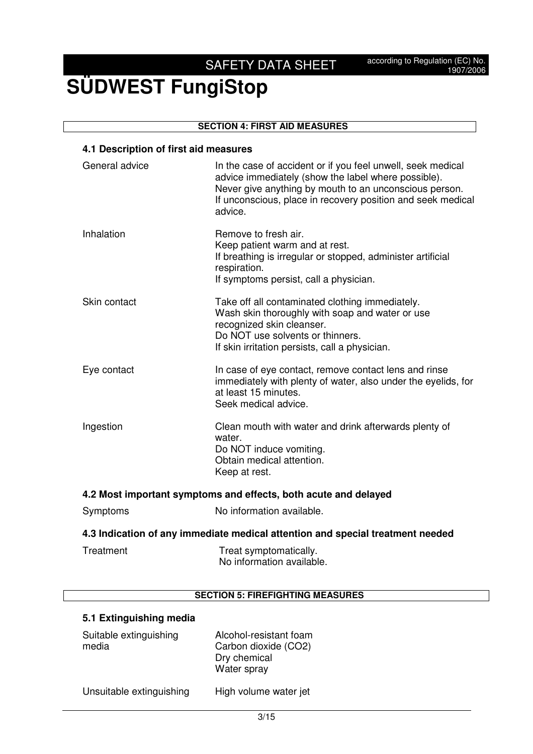## SECTION 4: FIRST AID MEASURES

### 4.1 Description of first aid measures

| | |
|---|---|
| General advice | In the case of accident or if you feel unwell, seek medical advice immediately (show the label where possible).<br>Never give anything by mouth to an unconscious person.<br>If unconscious, place in recovery position and seek medical advice. |
| Inhalation | Remove to fresh air.<br>Keep patient warm and at rest.<br>If breathing is irregular or stopped, administer artificial respiration.<br>If symptoms persist, call a physician. |
| Skin contact | Take off all contaminated clothing immediately.<br>Wash skin thoroughly with soap and water or use recognized skin cleanser.<br>Do NOT use solvents or thinners.<br>If skin irritation persists, call a physician. |
| Eye contact | In case of eye contact, remove contact lens and rinse immediately with plenty of water, also under the eyelids, for at least 15 minutes.<br>Seek medical advice. |
| Ingestion | Clean mouth with water and drink afterwards plenty of water.<br>Do NOT induce vomiting.<br>Obtain medical attention.<br>Keep at rest. |

### 4.2 Most important symptoms and effects, both acute and delayed

| | |
|---|---|
| Symptoms | No information available. |

### 4.3 Indication of any immediate medical attention and special treatment needed

| | |
|---|---|
| Treatment | Treat symptomatically.<br>No information available. |

## SECTION 5: FIREFIGHTING MEASURES

### 5.1 Extinguishing media

| | |
|---|---|
| Suitable extinguishing media | Alcohol-resistant foam<br>Carbon dioxide ($CO_2$)<br>Dry chemical<br>Water spray |
| Unsuitable extinguishing | High volume water jet |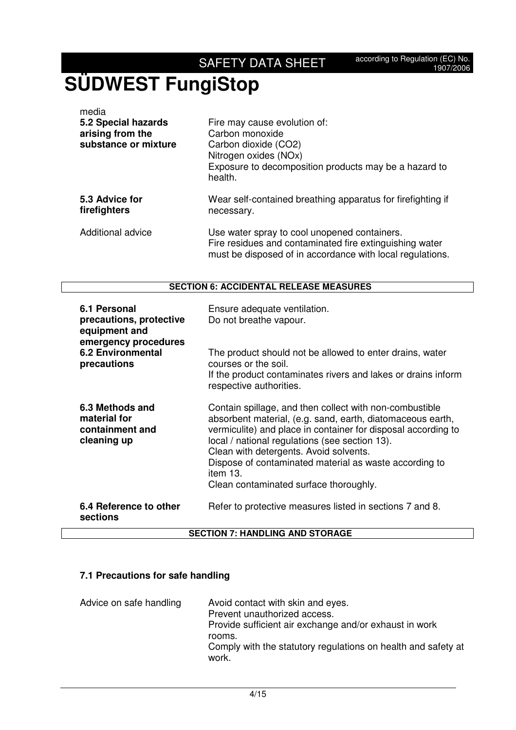media

| | |
|---|---|
| **5.2 Special hazards arising from the substance or mixture** | Fire may cause evolution of:<br>Carbon monoxide<br>Carbon dioxide (CO2)<br>Nitrogen oxides (NOx)<br>Exposure to decomposition products may be a hazard to health. |
| **5.3 Advice for firefighters** | Wear self-contained breathing apparatus for firefighting if necessary. |
| Additional advice | Use water spray to cool unopened containers.<br>Fire residues and contaminated fire extinguishing water must be disposed of in accordance with local regulations. |

## SECTION 6: ACCIDENTAL RELEASE MEASURES

| | |
|---|---|
| **6.1 Personal precautions, protective equipment and emergency procedures** | Ensure adequate ventilation.<br>Do not breathe vapour. |
| **6.2 Environmental precautions** | The product should not be allowed to enter drains, water courses or the soil.<br>If the product contaminates rivers and lakes or drains inform respective authorities. |
| **6.3 Methods and material for containment and cleaning up** | Contain spillage, and then collect with non-combustible absorbent material, (e.g. sand, earth, diatomaceous earth, vermiculite) and place in container for disposal according to local / national regulations (see section 13).<br>Clean with detergents. Avoid solvents.<br>Dispose of contaminated material as waste according to item 13.<br>Clean contaminated surface thoroughly. |
| **6.4 Reference to other sections** | Refer to protective measures listed in sections 7 and 8. |

## SECTION 7: HANDLING AND STORAGE

### 7.1 Precautions for safe handling

| | |
|---|---|
| Advice on safe handling | Avoid contact with skin and eyes.<br>Prevent unauthorized access.<br>Provide sufficient air exchange and/or exhaust in work rooms.<br>Comply with the statutory regulations on health and safety at work. |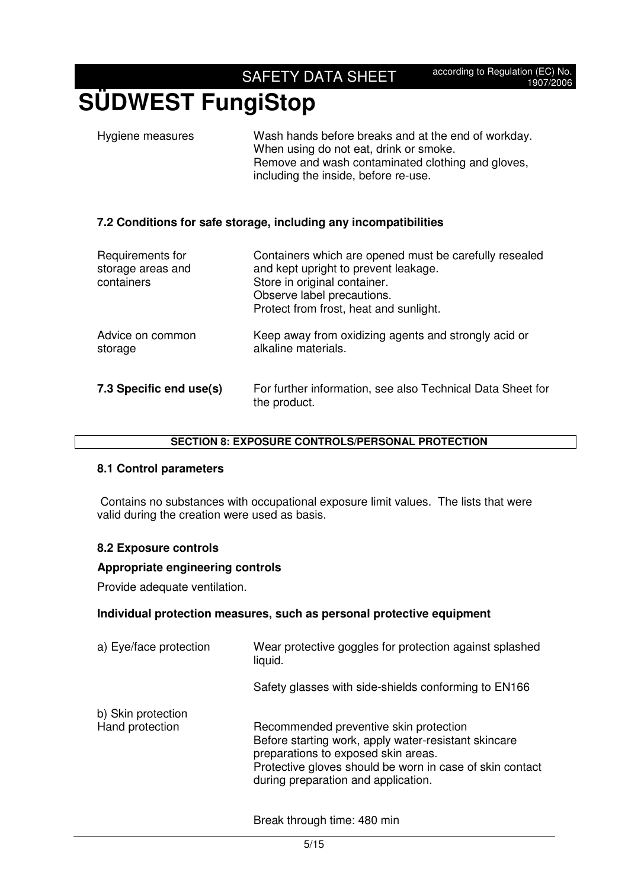| | |
|---|---|
| Hygiene measures | Wash hands before breaks and at the end of workday.<br>When using do not eat, drink or smoke.<br>Remove and wash contaminated clothing and gloves, including the inside, before re-use. |

### 7.2 Conditions for safe storage, including any incompatibilities

| | |
|---|---|
| Requirements for storage areas and containers | Containers which are opened must be carefully resealed and kept upright to prevent leakage.<br>Store in original container.<br>Observe label precautions.<br>Protect from frost, heat and sunlight. |
| Advice on common storage | Keep away from oxidizing agents and strongly acid or alkaline materials. |

**7.3 Specific end use(s)** For further information, see also Technical Data Sheet for the product.

## SECTION 8: EXPOSURE CONTROLS/PERSONAL PROTECTION

### 8.1 Control parameters

Contains no substances with occupational exposure limit values. The lists that were valid during the creation were used as basis.

### 8.2 Exposure controls

**Appropriate engineering controls**

Provide adequate ventilation.

**Individual protection measures, such as personal protective equipment**

| | |
|---|---|
| a) Eye/face protection | Wear protective goggles for protection against splashed liquid.<br><br>Safety glasses with side-shields conforming to EN166 |
| b) Skin protection<br>Hand protection | Recommended preventive skin protection<br>Before starting work, apply water-resistant skincare preparations to exposed skin areas.<br>Protective gloves should be worn in case of skin contact during preparation and application.<br><br>Break through time: 480 min |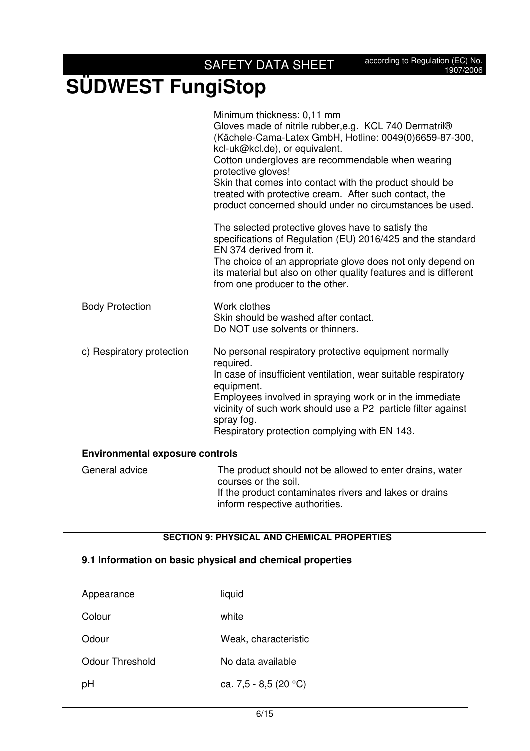| | |
|---|---|
| | Minimum thickness: 0,11 mm<br>Gloves made of nitrile rubber,e.g. KCL 740 Dermatril® (Kächele-Cama-Latex GmbH, Hotline: 0049(0)6659-87-300, kcl-uk@kcl.de), or equivalent.<br>Cotton undergloves are recommendable when wearing protective gloves!<br>Skin that comes into contact with the product should be treated with protective cream. After such contact, the product concerned should under no circumstances be used.<br><br>The selected protective gloves have to satisfy the specifications of Regulation (EU) 2016/425 and the standard EN 374 derived from it.<br>The choice of an appropriate glove does not only depend on its material but also on other quality features and is different from one producer to the other. |
| Body Protection | Work clothes<br>Skin should be washed after contact.<br>Do NOT use solvents or thinners. |
| c) Respiratory protection | No personal respiratory protective equipment normally required.<br>In case of insufficient ventilation, wear suitable respiratory equipment.<br>Employees involved in spraying work or in the immediate vicinity of such work should use a P2 particle filter against spray fog.<br>Respiratory protection complying with EN 143. |

**Environmental exposure controls**

| | |
|---|---|
| General advice | The product should not be allowed to enter drains, water courses or the soil.<br>If the product contaminates rivers and lakes or drains inform respective authorities. |

## SECTION 9: PHYSICAL AND CHEMICAL PROPERTIES

### 9.1 Information on basic physical and chemical properties

| | |
|---|---|
| Appearance | liquid |
| Colour | white |
| Odour | Weak, characteristic |
| Odour Threshold | No data available |
| pH | ca. 7,5 - 8,5 (20 °C) |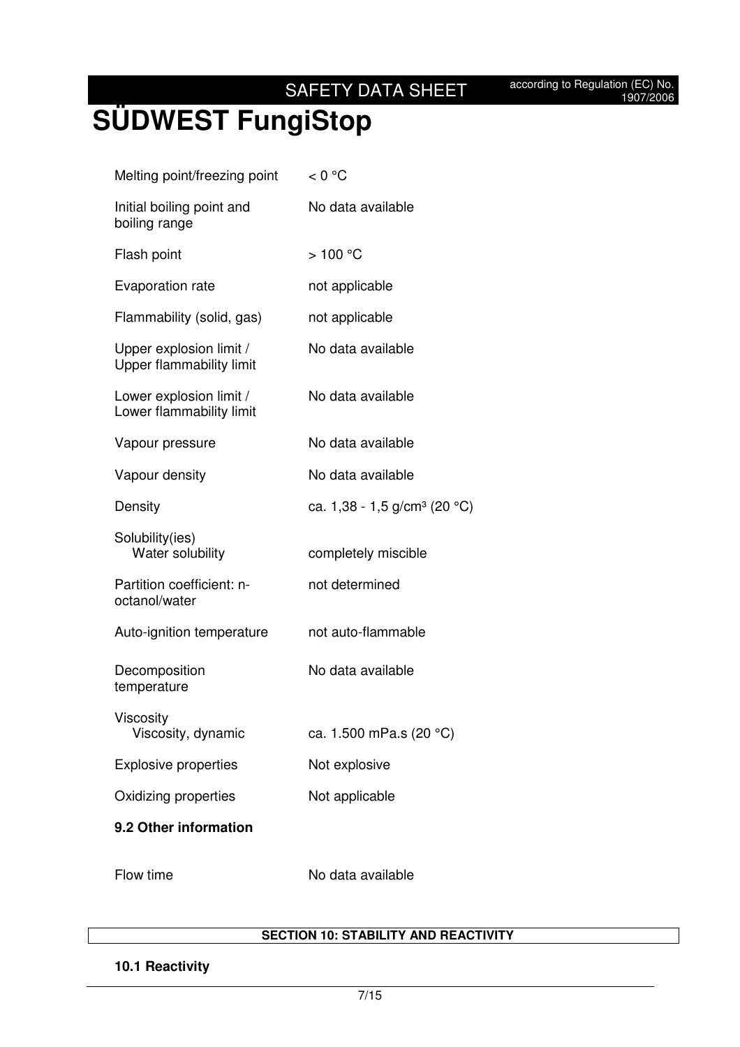| | |
|---|---|
| Melting point/freezing point | < 0 °C |
| Initial boiling point and boiling range | No data available |
| Flash point | > 100 °C |
| Evaporation rate | not applicable |
| Flammability (solid, gas) | not applicable |
| Upper explosion limit / Upper flammability limit | No data available |
| Lower explosion limit / Lower flammability limit | No data available |
| Vapour pressure | No data available |
| Vapour density | No data available |
| Density | ca. 1,38 - 1,5 g/cm³ (20 °C) |
| Solubility(ies) | |
| Water solubility | completely miscible |
| Partition coefficient: n-octanol/water | not determined |
| Auto-ignition temperature | not auto-flammable |
| Decomposition temperature | No data available |
| Viscosity | |
| Viscosity, dynamic | ca. 1.500 mPa.s (20 °C) |
| Explosive properties | Not explosive |
| Oxidizing properties | Not applicable |

**9.2 Other information**

| | |
|---|---|
| Flow time | No data available |

## SECTION 10: STABILITY AND REACTIVITY

**10.1 Reactivity**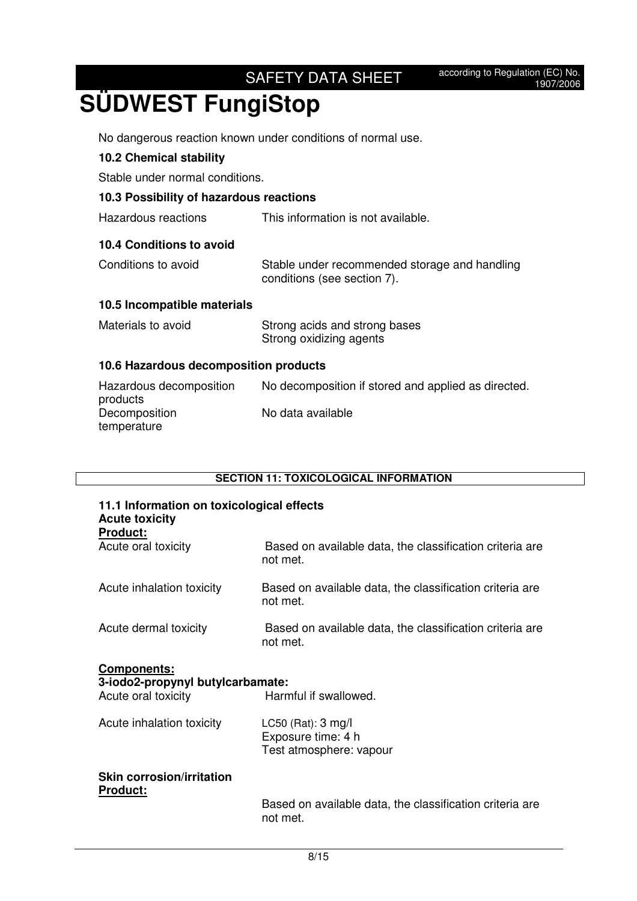No dangerous reaction known under conditions of normal use.

### 10.2 Chemical stability

Stable under normal conditions.

### 10.3 Possibility of hazardous reactions

| | |
|---|---|
| Hazardous reactions | This information is not available. |

### 10.4 Conditions to avoid

| | |
|---|---|
| Conditions to avoid | Stable under recommended storage and handling conditions (see section 7). |

### 10.5 Incompatible materials

| | |
|---|---|
| Materials to avoid | Strong acids and strong bases<br>Strong oxidizing agents |

### 10.6 Hazardous decomposition products

| | |
|---|---|
| Hazardous decomposition products | No decomposition if stored and applied as directed. |
| Decomposition temperature | No data available |

## SECTION 11: TOXICOLOGICAL INFORMATION

### 11.1 Information on toxicological effects

**Acute toxicity**

**Product:**

| | |
|---|---|
| Acute oral toxicity | Based on available data, the classification criteria are not met. |
| Acute inhalation toxicity | Based on available data, the classification criteria are not met. |
| Acute dermal toxicity | Based on available data, the classification criteria are not met. |

**Components:**

**3-iodo2-propynyl butylcarbamate:**

| | |
|---|---|
| Acute oral toxicity | Harmful if swallowed. |
| Acute inhalation toxicity | LC50 (Rat): 3 mg/l<br>Exposure time: 4 h<br>Test atmosphere: vapour |

**Skin corrosion/irritation**

**Product:**

Based on available data, the classification criteria are not met.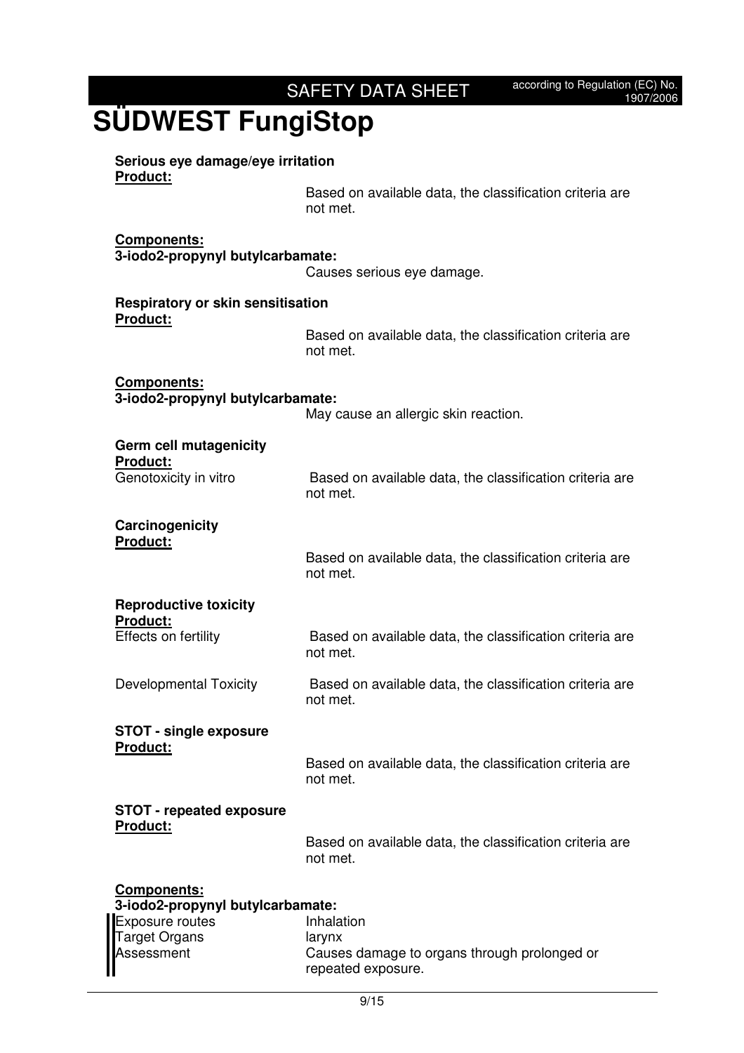**Serious eye damage/eye irritation**

**Product:**

Based on available data, the classification criteria are not met.

**Components:**

**3-iodo2-propynyl butylcarbamate:**

Causes serious eye damage.

**Respiratory or skin sensitisation**

**Product:**

Based on available data, the classification criteria are not met.

**Components:**

**3-iodo2-propynyl butylcarbamate:**

May cause an allergic skin reaction.

**Germ cell mutagenicity**

**Product:**

Genotoxicity in vitro: Based on available data, the classification criteria are not met.

**Carcinogenicity**

**Product:**

Based on available data, the classification criteria are not met.

**Reproductive toxicity**

**Product:**

Effects on fertility: Based on available data, the classification criteria are not met.

Developmental Toxicity: Based on available data, the classification criteria are not met.

**STOT - single exposure**

**Product:**

Based on available data, the classification criteria are not met.

**STOT - repeated exposure**

**Product:**

Based on available data, the classification criteria are not met.

**Components:**

**3-iodo2-propynyl butylcarbamate:**

Exposure routes: Inhalation

Target Organs: larynx

Assessment: Causes damage to organs through prolonged or repeated exposure.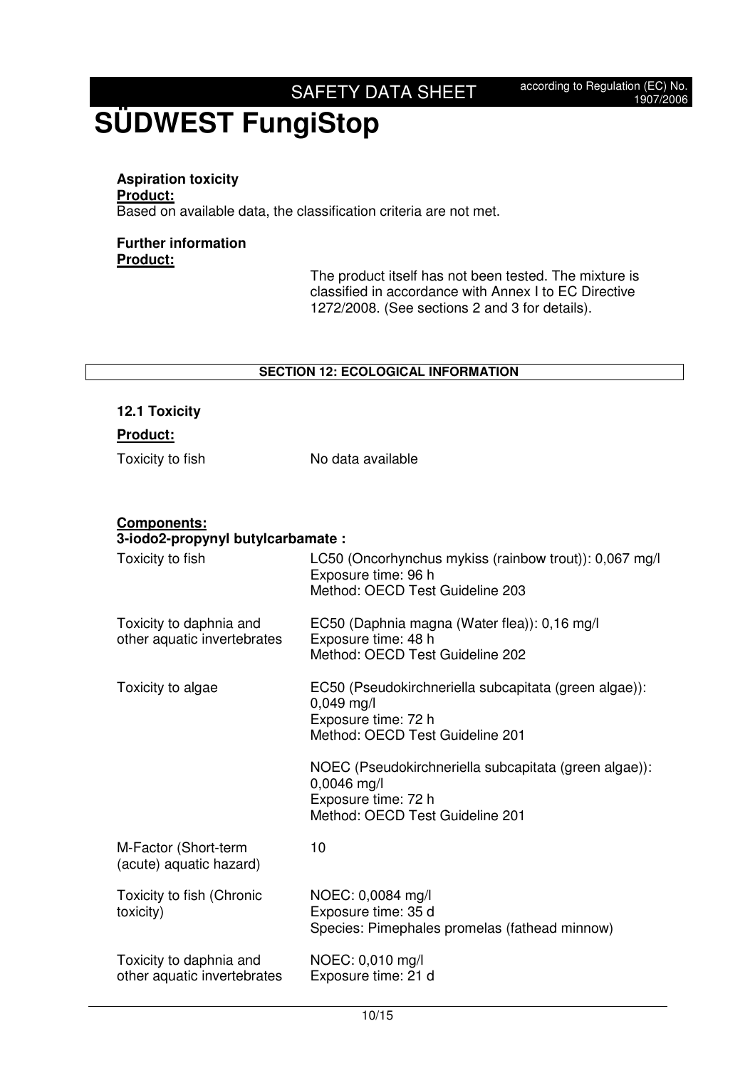**Aspiration toxicity**

**Product:**

Based on available data, the classification criteria are not met.

**Further information**

**Product:**

The product itself has not been tested. The mixture is classified in accordance with Annex I to EC Directive 1272/2008. (See sections 2 and 3 for details).

## SECTION 12: ECOLOGICAL INFORMATION

### 12.1 Toxicity

**Product:**

| | |
|---|---|
| Toxicity to fish | No data available |

**Components:**

**3-iodo2-propynyl butylcarbamate :**

| | |
|---|---|
| Toxicity to fish | LC50 (Oncorhynchus mykiss (rainbow trout)): 0,067 mg/l<br>Exposure time: 96 h<br>Method: OECD Test Guideline 203 |
| Toxicity to daphnia and other aquatic invertebrates | EC50 (Daphnia magna (Water flea)): 0,16 mg/l<br>Exposure time: 48 h<br>Method: OECD Test Guideline 202 |
| Toxicity to algae | EC50 (Pseudokirchneriella subcapitata (green algae)): 0,049 mg/l<br>Exposure time: 72 h<br>Method: OECD Test Guideline 201<br><br>NOEC (Pseudokirchneriella subcapitata (green algae)): 0,0046 mg/l<br>Exposure time: 72 h<br>Method: OECD Test Guideline 201 |
| M-Factor (Short-term (acute) aquatic hazard) | 10 |
| Toxicity to fish (Chronic toxicity) | NOEC: 0,0084 mg/l<br>Exposure time: 35 d<br>Species: Pimephales promelas (fathead minnow) |
| Toxicity to daphnia and other aquatic invertebrates | NOEC: 0,010 mg/l<br>Exposure time: 21 d |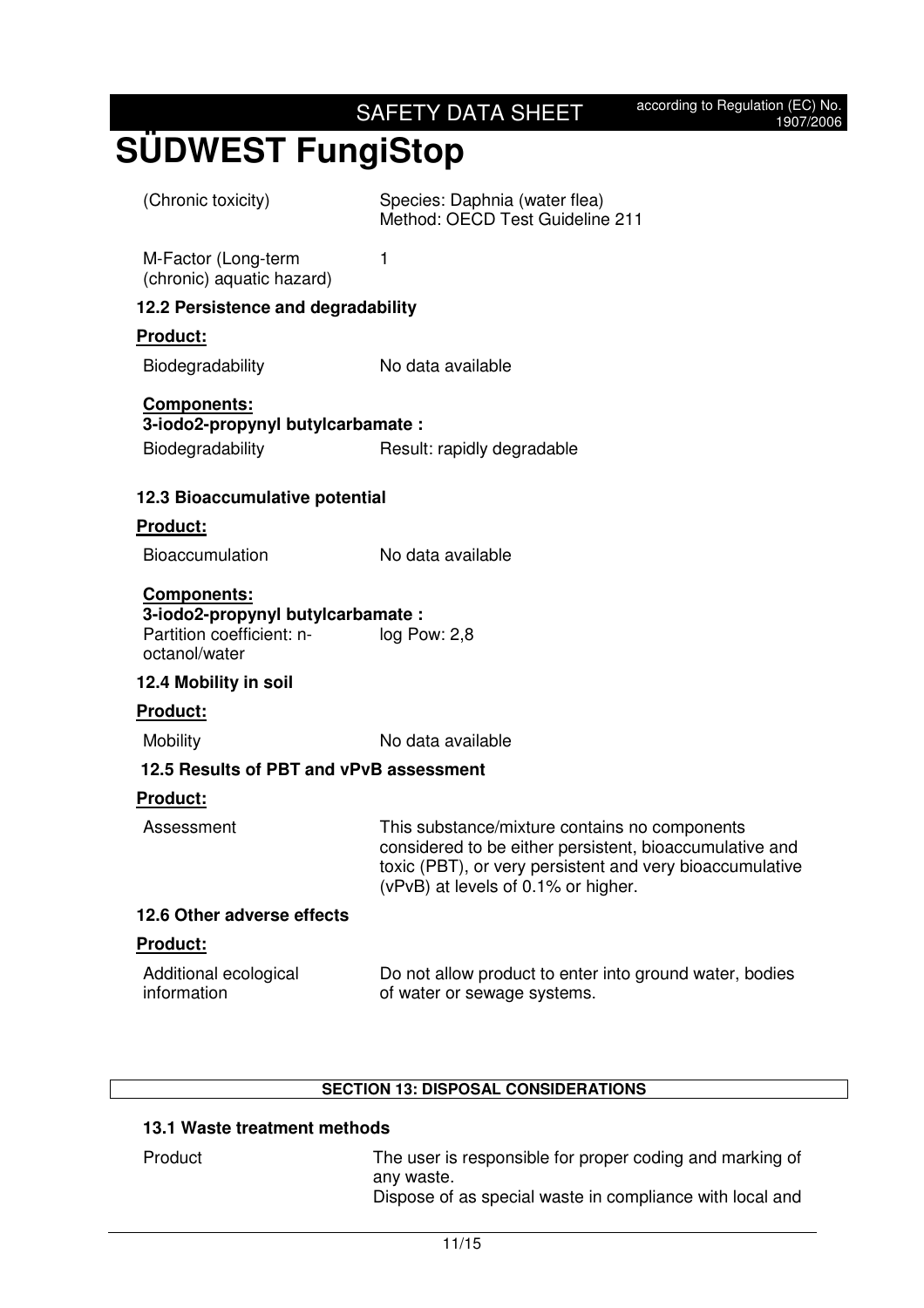| | |
|---|---|
| (Chronic toxicity) | Species: Daphnia (water flea)<br>Method: OECD Test Guideline 211 |
| M-Factor (Long-term (chronic) aquatic hazard) | 1 |

### 12.2 Persistence and degradability

**Product:**

| | |
|---|---|
| Biodegradability | No data available |

**Components:**

**3-iodo2-propynyl butylcarbamate :**

| | |
|---|---|
| Biodegradability | Result: rapidly degradable |

### 12.3 Bioaccumulative potential

**Product:**

| | |
|---|---|
| Bioaccumulation | No data available |

**Components:**

**3-iodo2-propynyl butylcarbamate :**

| | |
|---|---|
| Partition coefficient: n-octanol/water | log Pow: 2,8 |

### 12.4 Mobility in soil

**Product:**

| | |
|---|---|
| Mobility | No data available |

### 12.5 Results of PBT and vPvB assessment

**Product:**

| | |
|---|---|
| Assessment | This substance/mixture contains no components considered to be either persistent, bioaccumulative and toxic (PBT), or very persistent and very bioaccumulative (vPvB) at levels of 0.1% or higher. |

### 12.6 Other adverse effects

**Product:**

| | |
|---|---|
| Additional ecological information | Do not allow product to enter into ground water, bodies of water or sewage systems. |

## SECTION 13: DISPOSAL CONSIDERATIONS

### 13.1 Waste treatment methods

| | |
|---|---|
| Product | The user is responsible for proper coding and marking of any waste.<br>Dispose of as special waste in compliance with local and |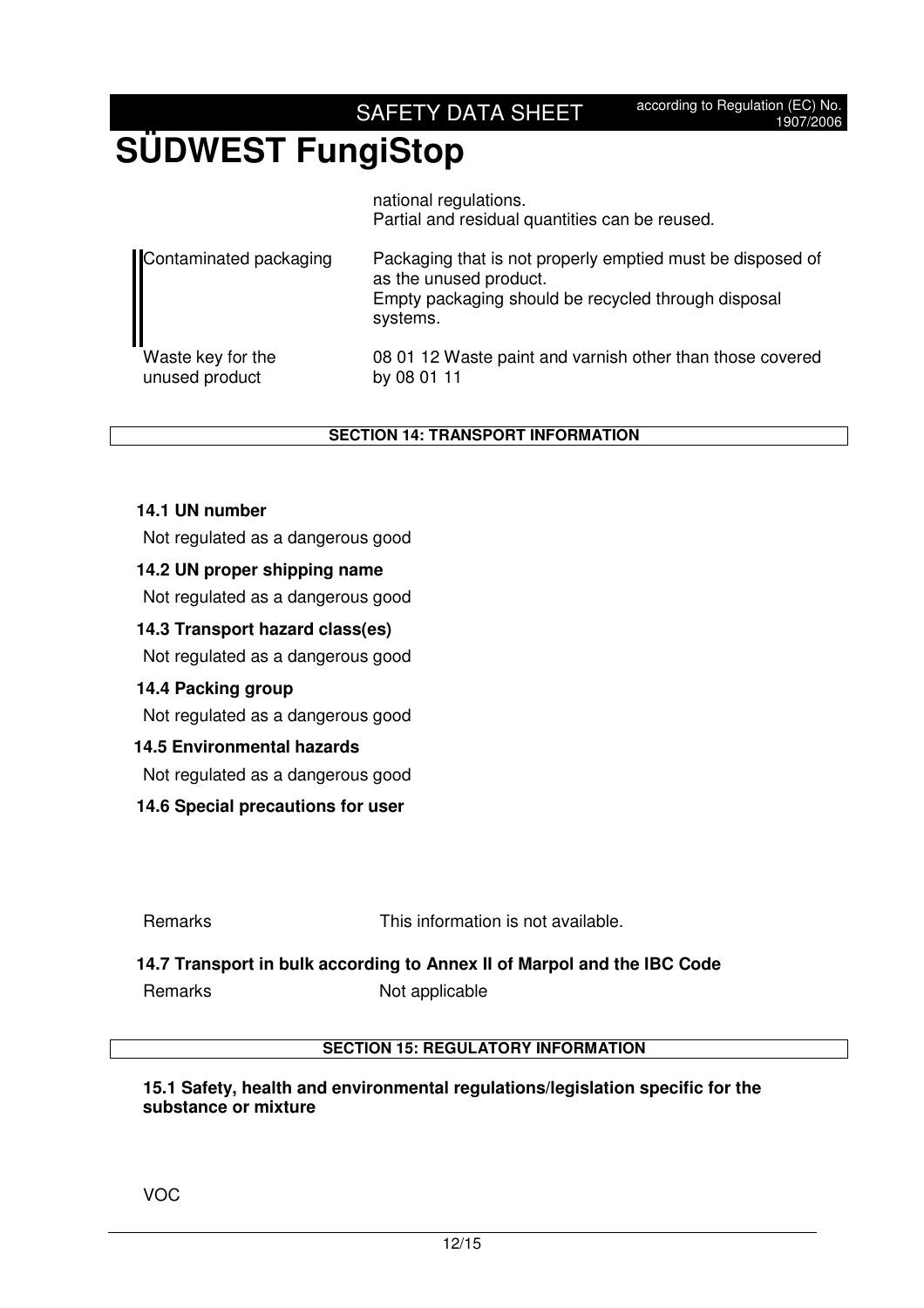|  | national regulations.<br>Partial and residual quantities can be reused. |
| --- | --- |
| Contaminated packaging | Packaging that is not properly emptied must be disposed of as the unused product.<br>Empty packaging should be recycled through disposal systems. |
| Waste key for the unused product | 08 01 12 Waste paint and varnish other than those covered by 08 01 11 |

## SECTION 14: TRANSPORT INFORMATION

### 14.1 UN number

Not regulated as a dangerous good

### 14.2 UN proper shipping name

Not regulated as a dangerous good

### 14.3 Transport hazard class(es)

Not regulated as a dangerous good

### 14.4 Packing group

Not regulated as a dangerous good

### 14.5 Environmental hazards

Not regulated as a dangerous good

### 14.6 Special precautions for user

| Remarks | This information is not available. |
| --- | --- |

### 14.7 Transport in bulk according to Annex II of Marpol and the IBC Code

| Remarks | Not applicable |
| --- | --- |

## SECTION 15: REGULATORY INFORMATION

### 15.1 Safety, health and environmental regulations/legislation specific for the substance or mixture

VOC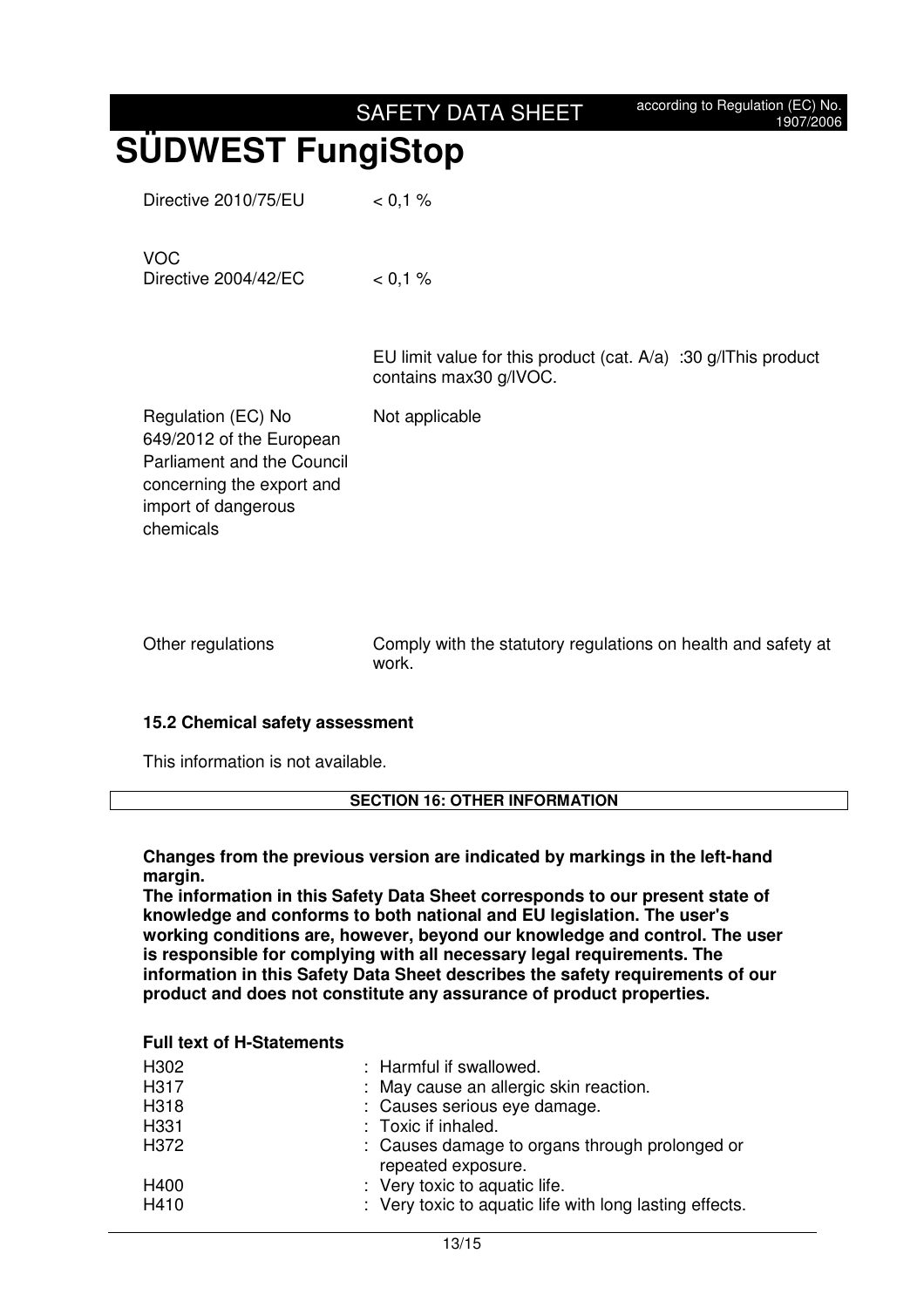| | |
|---|---|
| Directive 2010/75/EU | < 0,1 % |
| VOC<br>Directive 2004/42/EC | < 0,1 % |
| | EU limit value for this product (cat. A/a) :30 g/lThis product contains max30 g/lVOC. |
| Regulation (EC) No 649/2012 of the European Parliament and the Council concerning the export and import of dangerous chemicals | Not applicable |
| Other regulations | Comply with the statutory regulations on health and safety at work. |

### 15.2 Chemical safety assessment

This information is not available.

## SECTION 16: OTHER INFORMATION

**Changes from the previous version are indicated by markings in the left-hand margin.**
**The information in this Safety Data Sheet corresponds to our present state of knowledge and conforms to both national and EU legislation. The user's working conditions are, however, beyond our knowledge and control. The user is responsible for complying with all necessary legal requirements. The information in this Safety Data Sheet describes the safety requirements of our product and does not constitute any assurance of product properties.**

**Full text of H-Statements**

| | |
|---|---|
| H302 | : Harmful if swallowed. |
| H317 | : May cause an allergic skin reaction. |
| H318 | : Causes serious eye damage. |
| H331 | : Toxic if inhaled. |
| H372 | : Causes damage to organs through prolonged or repeated exposure. |
| H400 | : Very toxic to aquatic life. |
| H410 | : Very toxic to aquatic life with long lasting effects. |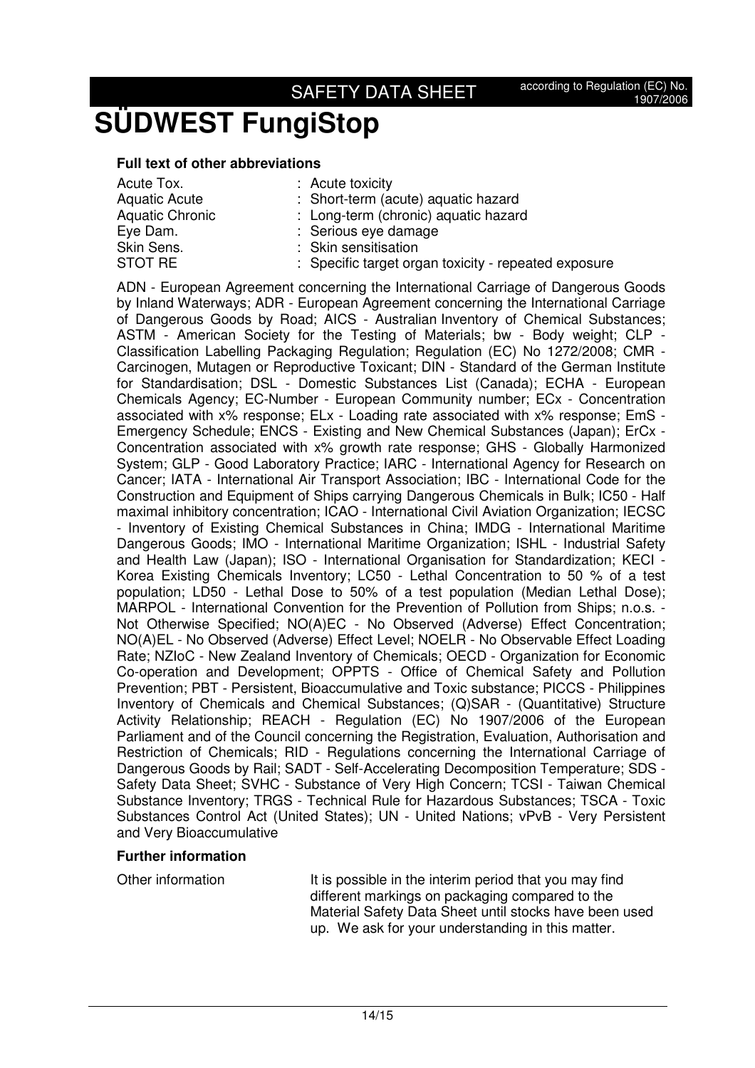# SÜDWEST FungiStop

### Full text of other abbreviations

| | |
|---|---|
| Acute Tox. | : Acute toxicity |
| Aquatic Acute | : Short-term (acute) aquatic hazard |
| Aquatic Chronic | : Long-term (chronic) aquatic hazard |
| Eye Dam. | : Serious eye damage |
| Skin Sens. | : Skin sensitisation |
| STOT RE | : Specific target organ toxicity - repeated exposure |

ADN - European Agreement concerning the International Carriage of Dangerous Goods by Inland Waterways; ADR - European Agreement concerning the International Carriage of Dangerous Goods by Road; AICS - Australian Inventory of Chemical Substances; ASTM - American Society for the Testing of Materials; bw - Body weight; CLP - Classification Labelling Packaging Regulation; Regulation (EC) No 1272/2008; CMR - Carcinogen, Mutagen or Reproductive Toxicant; DIN - Standard of the German Institute for Standardisation; DSL - Domestic Substances List (Canada); ECHA - European Chemicals Agency; EC-Number - European Community number; ECx - Concentration associated with x% response; ELx - Loading rate associated with x% response; EmS - Emergency Schedule; ENCS - Existing and New Chemical Substances (Japan); ErCx - Concentration associated with x% growth rate response; GHS - Globally Harmonized System; GLP - Good Laboratory Practice; IARC - International Agency for Research on Cancer; IATA - International Air Transport Association; IBC - International Code for the Construction and Equipment of Ships carrying Dangerous Chemicals in Bulk; IC50 - Half maximal inhibitory concentration; ICAO - International Civil Aviation Organization; IECSC - Inventory of Existing Chemical Substances in China; IMDG - International Maritime Dangerous Goods; IMO - International Maritime Organization; ISHL - Industrial Safety and Health Law (Japan); ISO - International Organisation for Standardization; KECI - Korea Existing Chemicals Inventory; LC50 - Lethal Concentration to 50 % of a test population; LD50 - Lethal Dose to 50% of a test population (Median Lethal Dose); MARPOL - International Convention for the Prevention of Pollution from Ships; n.o.s. - Not Otherwise Specified; NO(A)EC - No Observed (Adverse) Effect Concentration; NO(A)EL - No Observed (Adverse) Effect Level; NOELR - No Observable Effect Loading Rate; NZIoC - New Zealand Inventory of Chemicals; OECD - Organization for Economic Co-operation and Development; OPPTS - Office of Chemical Safety and Pollution Prevention; PBT - Persistent, Bioaccumulative and Toxic substance; PICCS - Philippines Inventory of Chemicals and Chemical Substances; (Q)SAR - (Quantitative) Structure Activity Relationship; REACH - Regulation (EC) No 1907/2006 of the European Parliament and of the Council concerning the Registration, Evaluation, Authorisation and Restriction of Chemicals; RID - Regulations concerning the International Carriage of Dangerous Goods by Rail; SADT - Self-Accelerating Decomposition Temperature; SDS - Safety Data Sheet; SVHC - Substance of Very High Concern; TCSI - Taiwan Chemical Substance Inventory; TRGS - Technical Rule for Hazardous Substances; TSCA - Toxic Substances Control Act (United States); UN - United Nations; vPvB - Very Persistent and Very Bioaccumulative

### Further information

| | |
|---|---|
| Other information | It is possible in the interim period that you may find different markings on packaging compared to the Material Safety Data Sheet until stocks have been used up. We ask for your understanding in this matter. |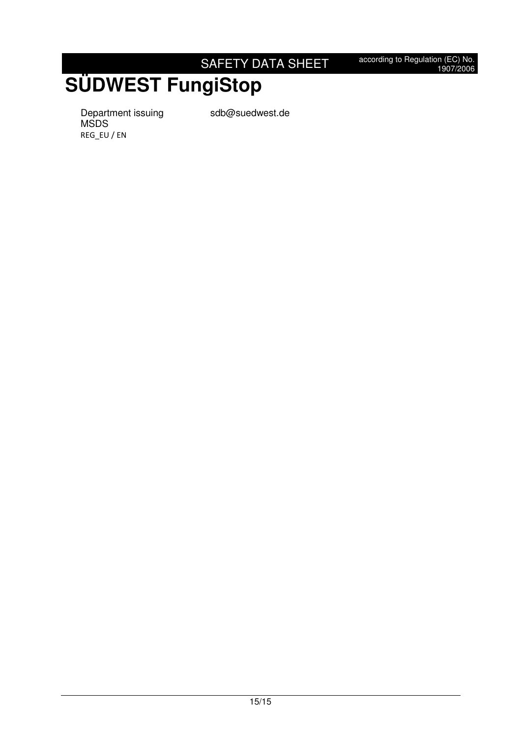| | |
|---|---|
| Department issuing MSDS | sdb@suedwest.de |

REG_EU / EN